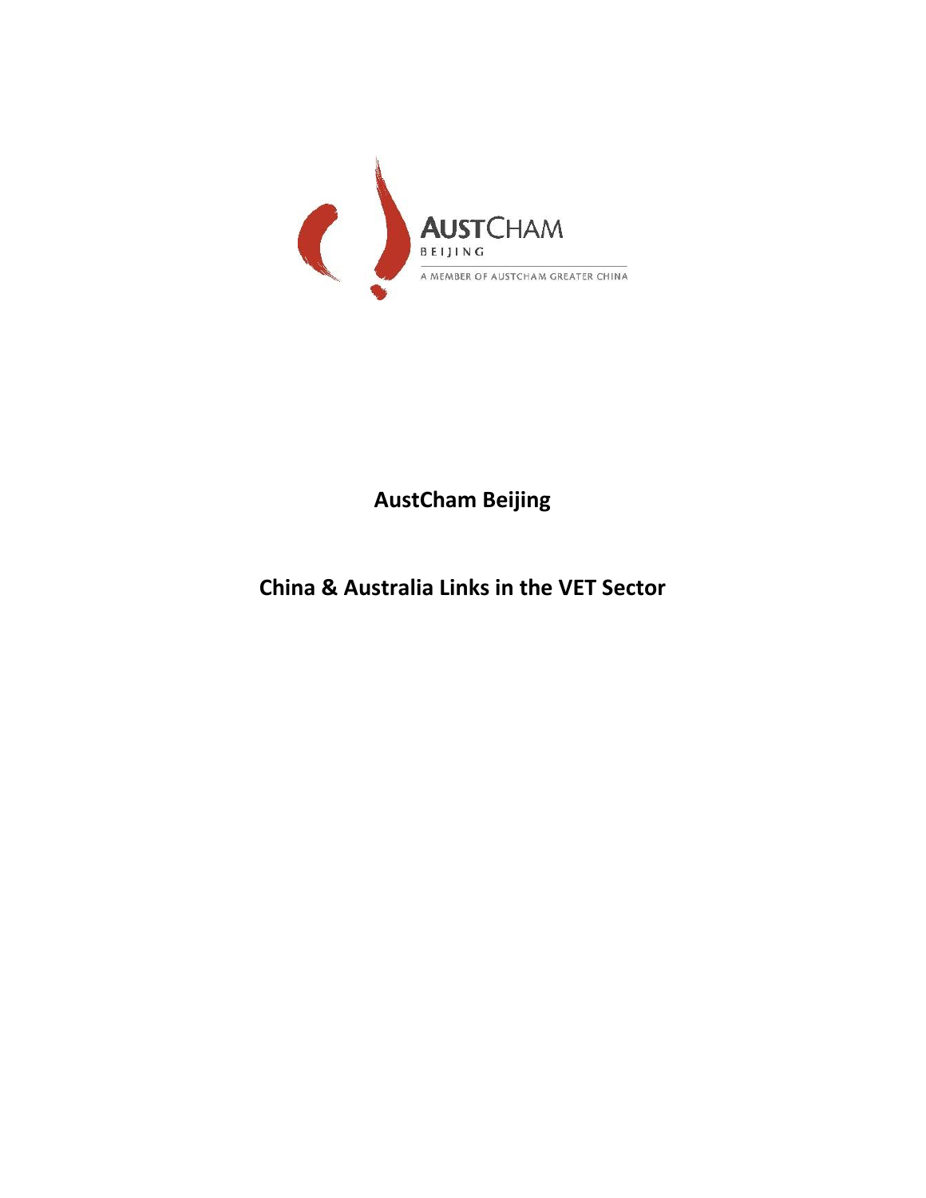**AustCham Beijing**

**China & Australia Links in the VET Sector**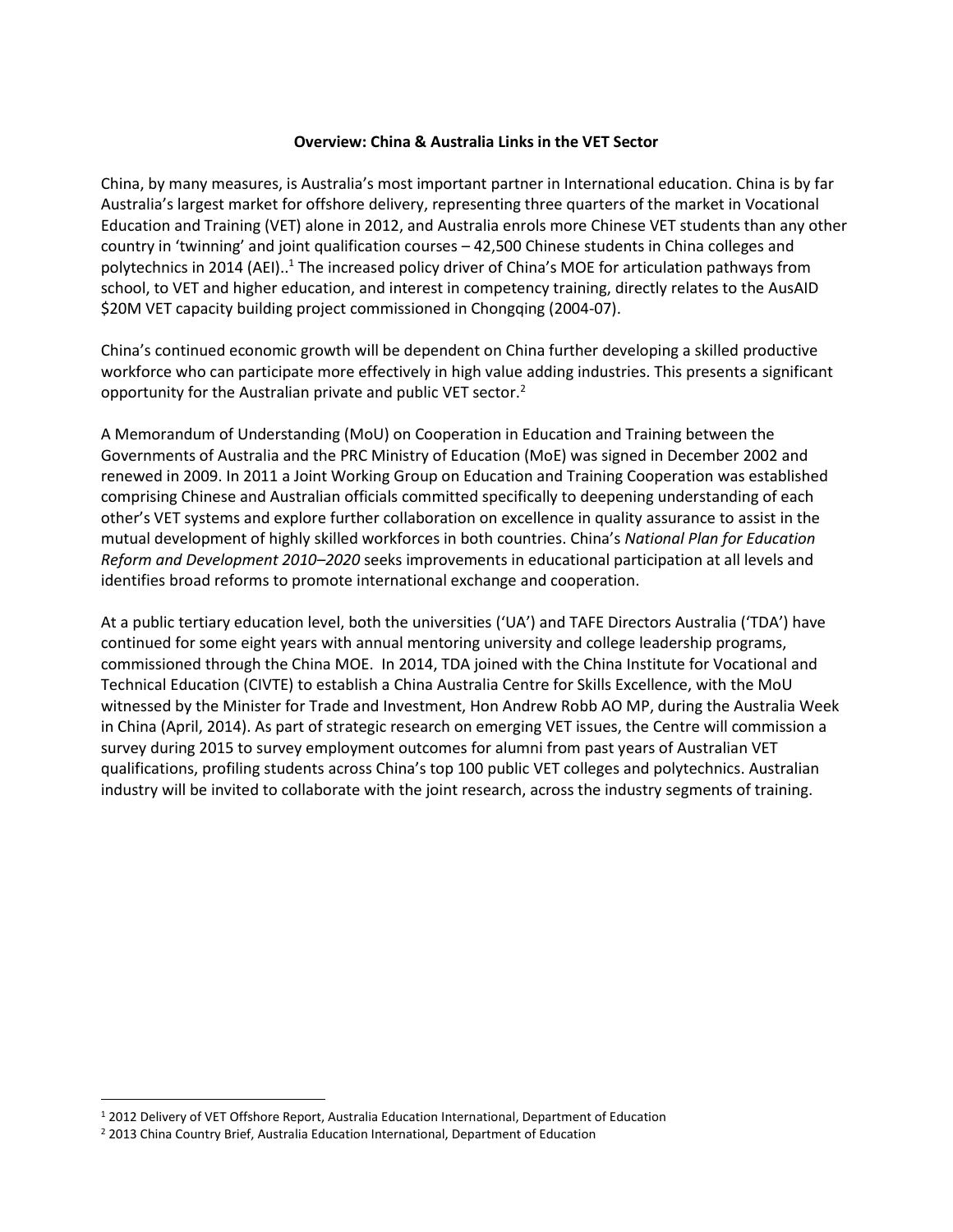**Overview: China & Australia Links in the VET Sector**

China, by many measures, is Australia's most important partner in International education. China is by far Australia's largest market for offshore delivery, representing three quarters of the market in Vocational Education and Training (VET) alone in 2012, and Australia enrols more Chinese VET students than any other country in 'twinning' and joint qualification courses – 42,500 Chinese students in China colleges and polytechnics in 2014 (AEI)..[1] The increased policy driver of China's MOE for articulation pathways from school, to VET and higher education, and interest in competency training, directly relates to the AusAID $20M VET capacity building project commissioned in Chongqing (2004-07).

China's continued economic growth will be dependent on China further developing a skilled productive workforce who can participate more effectively in high value adding industries. This presents a significant opportunity for the Australian private and public VET sector.[2]

A Memorandum of Understanding (MoU) on Cooperation in Education and Training between the Governments of Australia and the PRC Ministry of Education (MoE) was signed in December 2002 and renewed in 2009. In 2011 a Joint Working Group on Education and Training Cooperation was established comprising Chinese and Australian officials committed specifically to deepening understanding of each other's VET systems and explore further collaboration on excellence in quality assurance to assist in the mutual development of highly skilled workforces in both countries. China's *National Plan for Education Reform and Development 2010–2020* seeks improvements in educational participation at all levels and identifies broad reforms to promote international exchange and cooperation.

At a public tertiary education level, both the universities ('UA') and TAFE Directors Australia ('TDA') have continued for some eight years with annual mentoring university and college leadership programs, commissioned through the China MOE. In 2014, TDA joined with the China Institute for Vocational and Technical Education (CIVTE) to establish a China Australia Centre for Skills Excellence, with the MoU witnessed by the Minister for Trade and Investment, Hon Andrew Robb AO MP, during the Australia Week in China (April, 2014). As part of strategic research on emerging VET issues, the Centre will commission a survey during 2015 to survey employment outcomes for alumni from past years of Australian VET qualifications, profiling students across China's top 100 public VET colleges and polytechnics. Australian industry will be invited to collaborate with the joint research, across the industry segments of training.

---

[1] 2012 Delivery of VET Offshore Report, Australia Education International, Department of Education

[2] 2013 China Country Brief, Australia Education International, Department of Education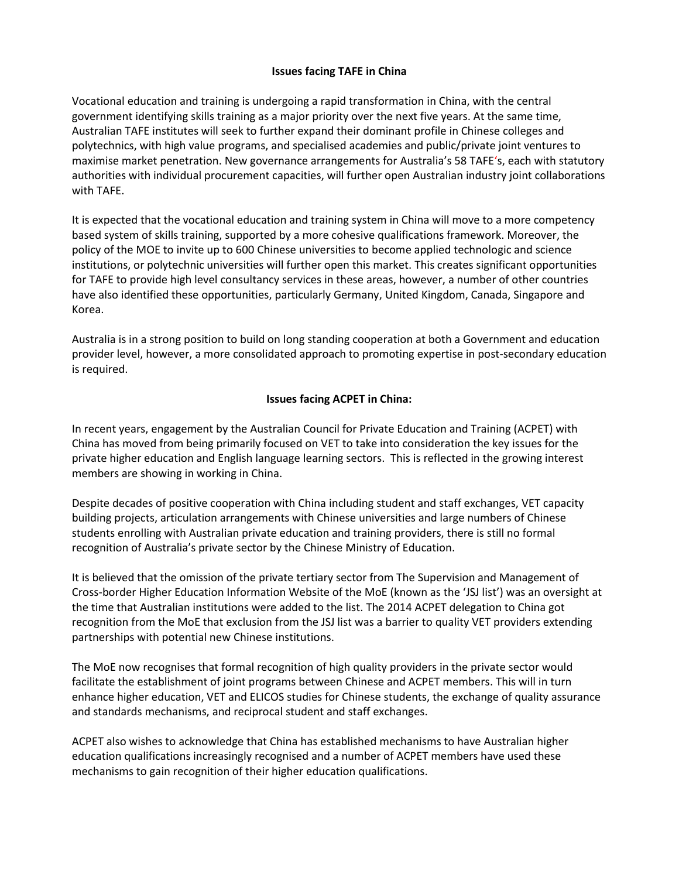## Issues facing TAFE in China

Vocational education and training is undergoing a rapid transformation in China, with the central government identifying skills training as a major priority over the next five years. At the same time, Australian TAFE institutes will seek to further expand their dominant profile in Chinese colleges and polytechnics, with high value programs, and specialised academies and public/private joint ventures to maximise market penetration. New governance arrangements for Australia's 58 TAFE's, each with statutory authorities with individual procurement capacities, will further open Australian industry joint collaborations with TAFE.

It is expected that the vocational education and training system in China will move to a more competency based system of skills training, supported by a more cohesive qualifications framework. Moreover, the policy of the MOE to invite up to 600 Chinese universities to become applied technologic and science institutions, or polytechnic universities will further open this market. This creates significant opportunities for TAFE to provide high level consultancy services in these areas, however, a number of other countries have also identified these opportunities, particularly Germany, United Kingdom, Canada, Singapore and Korea.

Australia is in a strong position to build on long standing cooperation at both a Government and education provider level, however, a more consolidated approach to promoting expertise in post-secondary education is required.

## Issues facing ACPET in China:

In recent years, engagement by the Australian Council for Private Education and Training (ACPET) with China has moved from being primarily focused on VET to take into consideration the key issues for the private higher education and English language learning sectors. This is reflected in the growing interest members are showing in working in China.

Despite decades of positive cooperation with China including student and staff exchanges, VET capacity building projects, articulation arrangements with Chinese universities and large numbers of Chinese students enrolling with Australian private education and training providers, there is still no formal recognition of Australia's private sector by the Chinese Ministry of Education.

It is believed that the omission of the private tertiary sector from The Supervision and Management of Cross-border Higher Education Information Website of the MoE (known as the 'JSJ list') was an oversight at the time that Australian institutions were added to the list. The 2014 ACPET delegation to China got recognition from the MoE that exclusion from the JSJ list was a barrier to quality VET providers extending partnerships with potential new Chinese institutions.

The MoE now recognises that formal recognition of high quality providers in the private sector would facilitate the establishment of joint programs between Chinese and ACPET members. This will in turn enhance higher education, VET and ELICOS studies for Chinese students, the exchange of quality assurance and standards mechanisms, and reciprocal student and staff exchanges.

ACPET also wishes to acknowledge that China has established mechanisms to have Australian higher education qualifications increasingly recognised and a number of ACPET members have used these mechanisms to gain recognition of their higher education qualifications.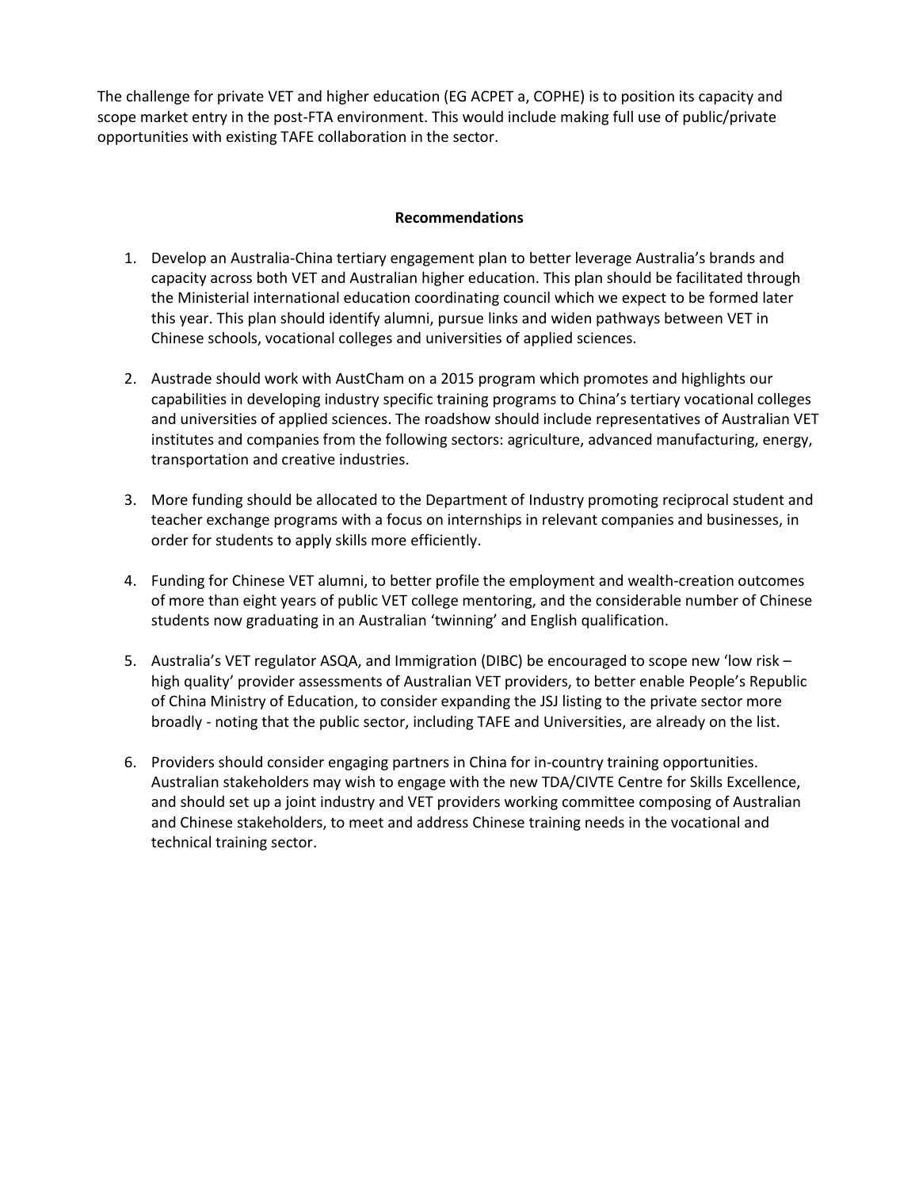The challenge for private VET and higher education (EG ACPET a, COPHE) is to position its capacity and scope market entry in the post-FTA environment. This would include making full use of public/private opportunities with existing TAFE collaboration in the sector.

**Recommendations**

1. Develop an Australia-China tertiary engagement plan to better leverage Australia's brands and capacity across both VET and Australian higher education. This plan should be facilitated through the Ministerial international education coordinating council which we expect to be formed later this year. This plan should identify alumni, pursue links and widen pathways between VET in Chinese schools, vocational colleges and universities of applied sciences.

2. Austrade should work with AustCham on a 2015 program which promotes and highlights our capabilities in developing industry specific training programs to China's tertiary vocational colleges and universities of applied sciences. The roadshow should include representatives of Australian VET institutes and companies from the following sectors: agriculture, advanced manufacturing, energy, transportation and creative industries.

3. More funding should be allocated to the Department of Industry promoting reciprocal student and teacher exchange programs with a focus on internships in relevant companies and businesses, in order for students to apply skills more efficiently.

4. Funding for Chinese VET alumni, to better profile the employment and wealth-creation outcomes of more than eight years of public VET college mentoring, and the considerable number of Chinese students now graduating in an Australian 'twinning' and English qualification.

5. Australia's VET regulator ASQA, and Immigration (DIBC) be encouraged to scope new 'low risk – high quality' provider assessments of Australian VET providers, to better enable People's Republic of China Ministry of Education, to consider expanding the JSJ listing to the private sector more broadly - noting that the public sector, including TAFE and Universities, are already on the list.

6. Providers should consider engaging partners in China for in-country training opportunities. Australian stakeholders may wish to engage with the new TDA/CIVTE Centre for Skills Excellence, and should set up a joint industry and VET providers working committee composing of Australian and Chinese stakeholders, to meet and address Chinese training needs in the vocational and technical training sector.